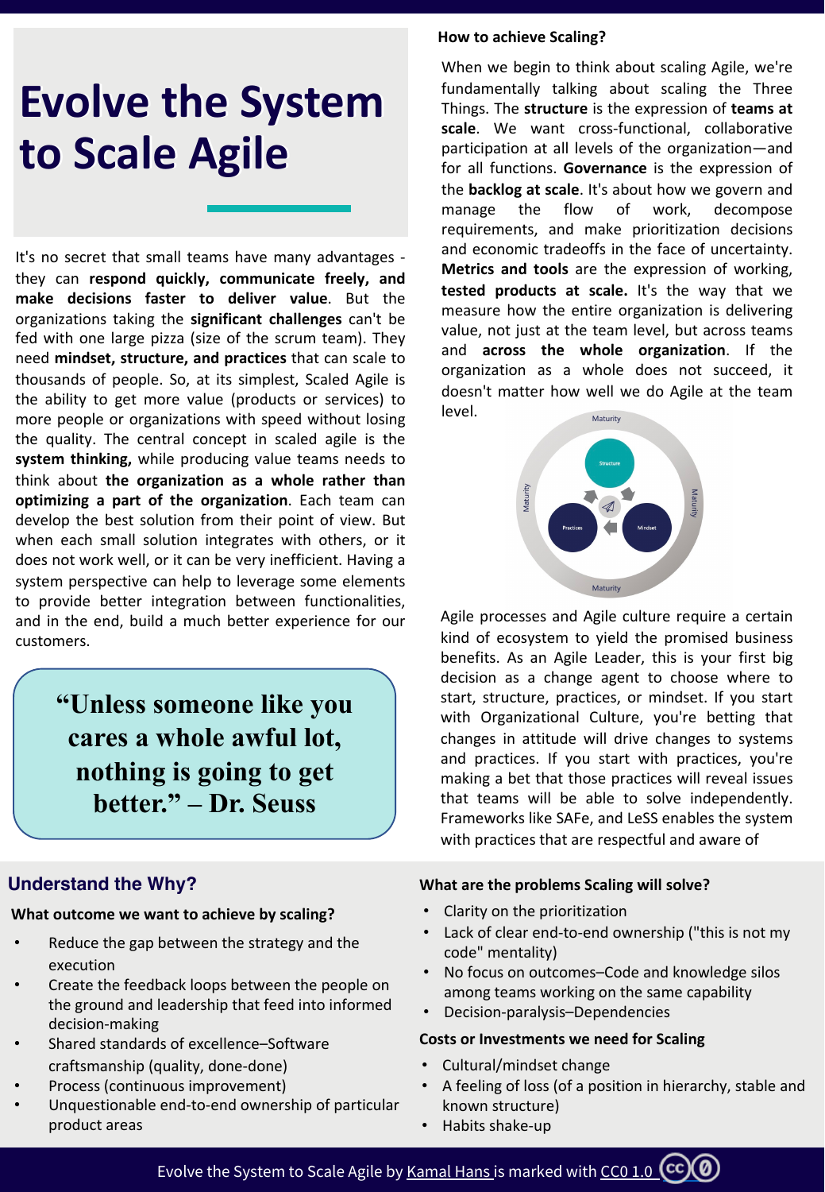# Evolve the System to Scale Agile

It's no secret that small teams have many advantages - they can **respond quickly, communicate freely, and make decisions faster to deliver value**. But the organizations taking the **significant challenges** can't be fed with one large pizza (size of the scrum team). They need **mindset, structure, and practices** that can scale to thousands of people. So, at its simplest, Scaled Agile is the ability to get more value (products or services) to more people or organizations with speed without losing the quality. The central concept in scaled agile is the **system thinking,** while producing value teams needs to think about **the organization as a whole rather than optimizing a part of the organization**. Each team can develop the best solution from their point of view. But when each small solution integrates with others, or it does not work well, or it can be very inefficient. Having a system perspective can help to leverage some elements to provide better integration between functionalities, and in the end, build a much better experience for our customers.

> **"Unless someone like you cares a whole awful lot, nothing is going to get better." – Dr. Seuss**

### How to achieve Scaling?

When we begin to think about scaling Agile, we're fundamentally talking about scaling the Three Things. The **structure** is the expression of **teams at scale**. We want cross-functional, collaborative participation at all levels of the organization—and for all functions. **Governance** is the expression of the **backlog at scale**. It's about how we govern and manage the flow of work, decompose requirements, and make prioritization decisions and economic tradeoffs in the face of uncertainty. **Metrics and tools** are the expression of working, **tested products at scale.** It's the way that we measure how the entire organization is delivering value, not just at the team level, but across teams and **across the whole organization**. If the organization as a whole does not succeed, it doesn't matter how well we do Agile at the team level.

Maturity
Structure
Practices
Mindset
Maturity
Maturity
Maturity

Agile processes and Agile culture require a certain kind of ecosystem to yield the promised business benefits. As an Agile Leader, this is your first big decision as a change agent to choose where to start, structure, practices, or mindset. If you start with Organizational Culture, you're betting that changes in attitude will drive changes to systems and practices. If you start with practices, you're making a bet that those practices will reveal issues that teams will be able to solve independently. Frameworks like SAFe, and LeSS enables the system with practices that are respectful and aware of

## Understand the Why?

### What outcome we want to achieve by scaling?

- Reduce the gap between the strategy and the execution
- Create the feedback loops between the people on the ground and leadership that feed into informed decision-making
- Shared standards of excellence–Software craftsmanship (quality, done-done)
- Process (continuous improvement)
- Unquestionable end-to-end ownership of particular product areas

### What are the problems Scaling will solve?

- Clarity on the prioritization
- Lack of clear end-to-end ownership ("this is not my code" mentality)
- No focus on outcomes–Code and knowledge silos among teams working on the same capability
- Decision-paralysis–Dependencies

### Costs or Investments we need for Scaling

- Cultural/mindset change
- A feeling of loss (of a position in hierarchy, stable and known structure)
- Habits shake-up

Evolve the System to Scale Agile by Kamal Hans is marked with CC0 1.0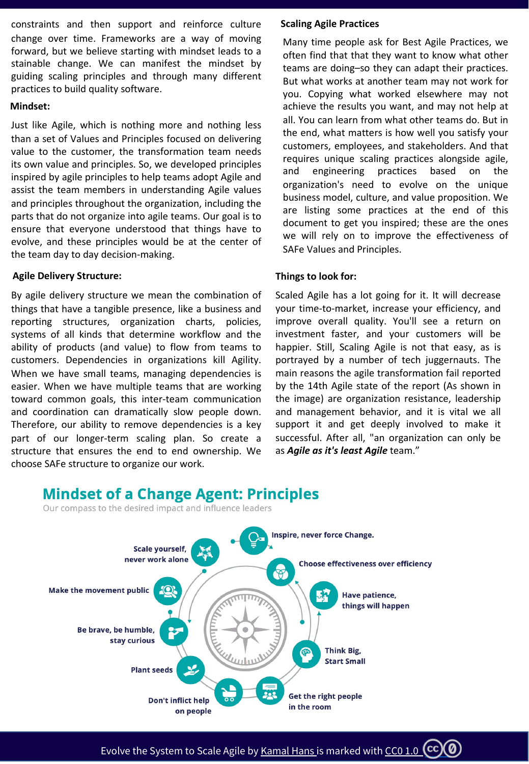constraints and then support and reinforce culture change over time. Frameworks are a way of moving forward, but we believe starting with mindset leads to a stainable change. We can manifest the mindset by guiding scaling principles and through many different practices to build quality software.

**Mindset:**

Just like Agile, which is nothing more and nothing less than a set of Values and Principles focused on delivering value to the customer, the transformation team needs its own value and principles. So, we developed principles inspired by agile principles to help teams adopt Agile and assist the team members in understanding Agile values and principles throughout the organization, including the parts that do not organize into agile teams. Our goal is to ensure that everyone understood that things have to evolve, and these principles would be at the center of the team day to day decision-making.

**Agile Delivery Structure:**

By agile delivery structure we mean the combination of things that have a tangible presence, like a business and reporting structures, organization charts, policies, systems of all kinds that determine workflow and the ability of products (and value) to flow from teams to customers. Dependencies in organizations kill Agility. When we have small teams, managing dependencies is easier. When we have multiple teams that are working toward common goals, this inter-team communication and coordination can dramatically slow people down. Therefore, our ability to remove dependencies is a key part of our longer-term scaling plan. So create a structure that ensures the end to end ownership. We choose SAFe structure to organize our work.

**Scaling Agile Practices**

Many time people ask for Best Agile Practices, we often find that that they want to know what other teams are doing–so they can adapt their practices. But what works at another team may not work for you. Copying what worked elsewhere may not achieve the results you want, and may not help at all. You can learn from what other teams do. But in the end, what matters is how well you satisfy your customers, employees, and stakeholders. And that requires unique scaling practices alongside agile, and engineering practices based on the organization's need to evolve on the unique business model, culture, and value proposition. We are listing some practices at the end of this document to get you inspired; these are the ones we will rely on to improve the effectiveness of SAFe Values and Principles.

**Things to look for:**

Scaled Agile has a lot going for it. It will decrease your time-to-market, increase your efficiency, and improve overall quality. You'll see a return on investment faster, and your customers will be happier. Still, Scaling Agile is not that easy, as is portrayed by a number of tech juggernauts. The main reasons the agile transformation fail reported by the 14th Agile state of the report (As shown in the image) are organization resistance, leadership and management behavior, and it is vital we all support it and get deeply involved to make it successful. After all, "an organization can only be as ***Agile as it's least Agile*** team."

## Mindset of a Change Agent: Principles

Our compass to the desired impact and influence leaders

- Inspire, never force Change.
- Choose effectiveness over efficiency
- Have patience, things will happen
- Think Big, Start Small
- Get the right people in the room
- Don't inflict help on people
- Plant seeds
- Be brave, be humble, stay curious
- Make the movement public
- Scale yourself, never work alone

Evolve the System to Scale Agile by Kamal Hans is marked with CC0 1.0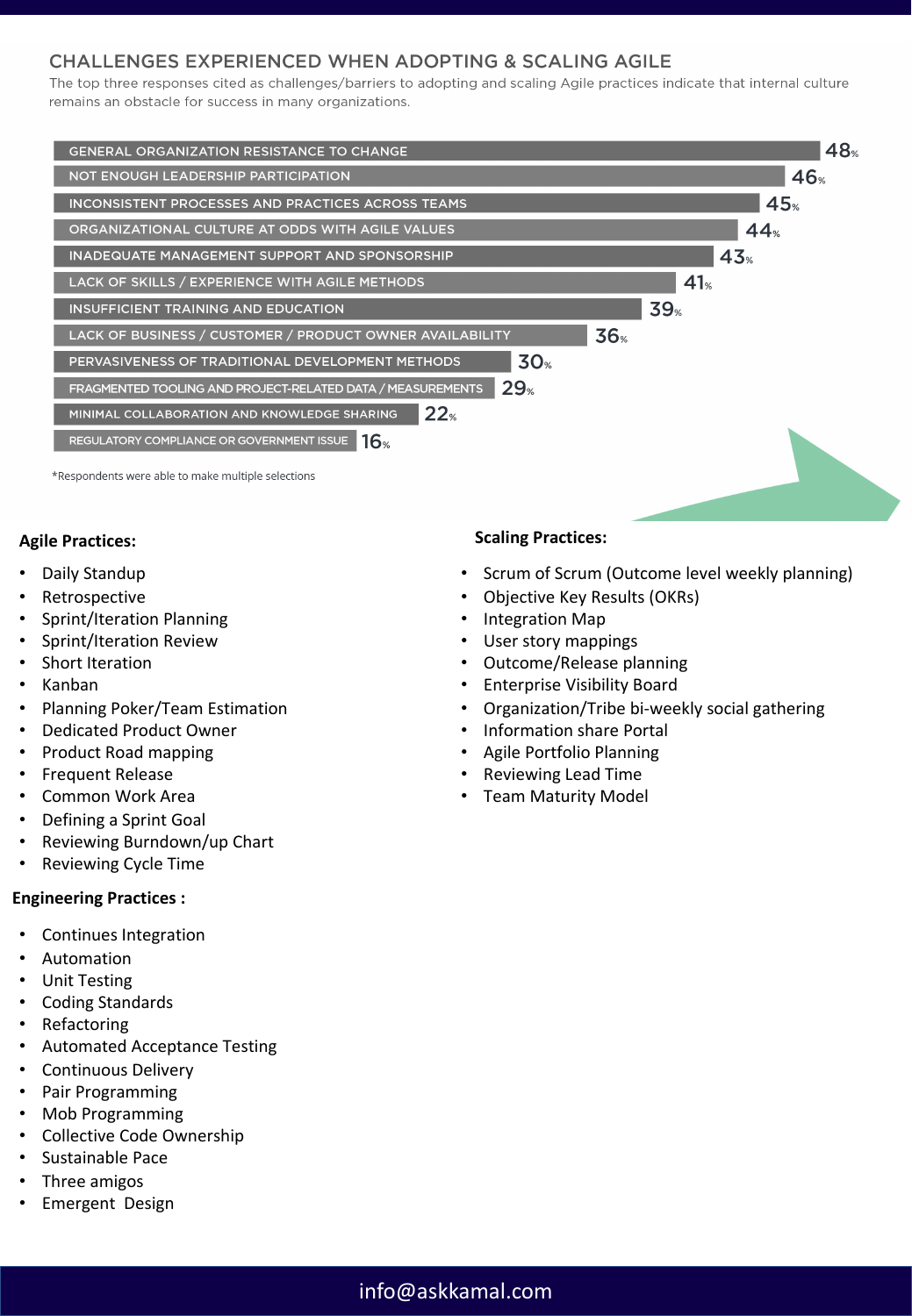## CHALLENGES EXPERIENCED WHEN ADOPTING & SCALING AGILE

The top three responses cited as challenges/barriers to adopting and scaling Agile practices indicate that internal culture remains an obstacle for success in many organizations.

GENERAL ORGANIZATION RESISTANCE TO CHANGE 48%

NOT ENOUGH LEADERSHIP PARTICIPATION 46%

INCONSISTENT PROCESSES AND PRACTICES ACROSS TEAMS 45%

ORGANIZATIONAL CULTURE AT ODDS WITH AGILE VALUES 44%

INADEQUATE MANAGEMENT SUPPORT AND SPONSORSHIP 43%

LACK OF SKILLS / EXPERIENCE WITH AGILE METHODS 41%

INSUFFICIENT TRAINING AND EDUCATION 39%

LACK OF BUSINESS / CUSTOMER / PRODUCT OWNER AVAILABILITY 36%

PERVASIVENESS OF TRADITIONAL DEVELOPMENT METHODS 30%

FRAGMENTED TOOLING AND PROJECT-RELATED DATA / MEASUREMENTS 29%

MINIMAL COLLABORATION AND KNOWLEDGE SHARING 22%

REGULATORY COMPLIANCE OR GOVERNMENT ISSUE 16%

*Respondents were able to make multiple selections

**Agile Practices:**

- Daily Standup
- Retrospective
- Sprint/Iteration Planning
- Sprint/Iteration Review
- Short Iteration
- Kanban
- Planning Poker/Team Estimation
- Dedicated Product Owner
- Product Road mapping
- Frequent Release
- Common Work Area
- Defining a Sprint Goal
- Reviewing Burndown/up Chart
- Reviewing Cycle Time

**Scaling Practices:**

- Scrum of Scrum (Outcome level weekly planning)
- Objective Key Results (OKRs)
- Integration Map
- User story mappings
- Outcome/Release planning
- Enterprise Visibility Board
- Organization/Tribe bi-weekly social gathering
- Information share Portal
- Agile Portfolio Planning
- Reviewing Lead Time
- Team Maturity Model

**Engineering Practices :**

- Continues Integration
- Automation
- Unit Testing
- Coding Standards
- Refactoring
- Automated Acceptance Testing
- Continuous Delivery
- Pair Programming
- Mob Programming
- Collective Code Ownership
- Sustainable Pace
- Three amigos
- Emergent Design

info@askkamal.com